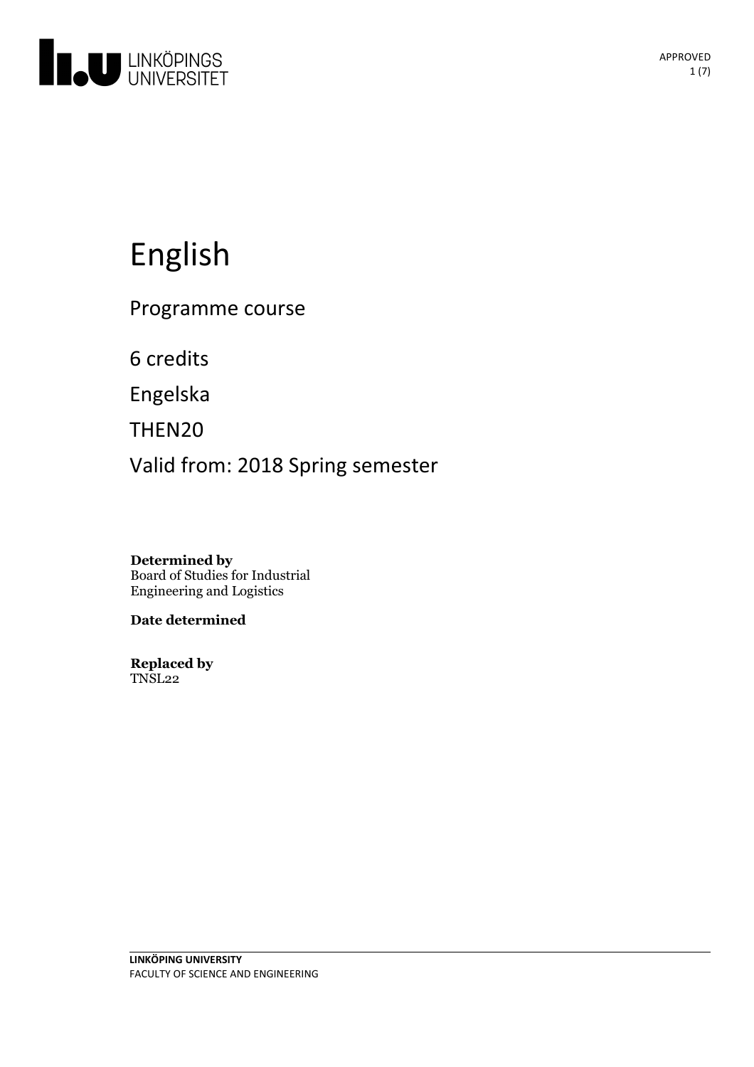# English

Programme course

6 credits

Engelska

THEN20

Valid from: 2018 Spring semester

**Determined by**
Board of Studies for Industrial Engineering and Logistics

**Date determined**

**Replaced by**
TNSL22

LINKÖPING UNIVERSITY
FACULTY OF SCIENCE AND ENGINEERING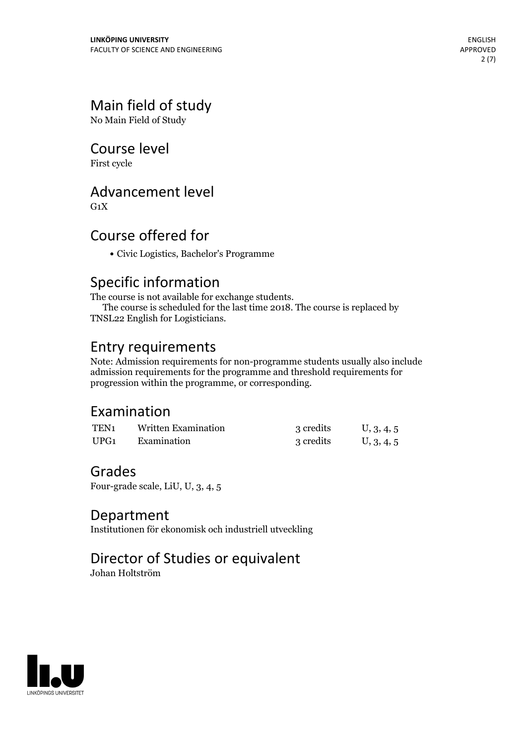## Main field of study

No Main Field of Study

## Course level

First cycle

## Advancement level

G1X

## Course offered for

- Civic Logistics, Bachelor's Programme

## Specific information

The course is not available for exchange students.
The course is scheduled for the last time 2018. The course is replaced by TNSL22 English for Logisticians.

## Entry requirements

Note: Admission requirements for non-programme students usually also include admission requirements for the programme and threshold requirements for progression within the programme, or corresponding.

## Examination

| | | | |
|---|---|---|---|
| TEN1 | Written Examination | 3 credits | U, 3, 4, 5 |
| UPG1 | Examination | 3 credits | U, 3, 4, 5 |

## Grades

Four-grade scale, LiU, U, 3, 4, 5

## Department

Institutionen för ekonomisk och industriell utveckling

## Director of Studies or equivalent

Johan Holtström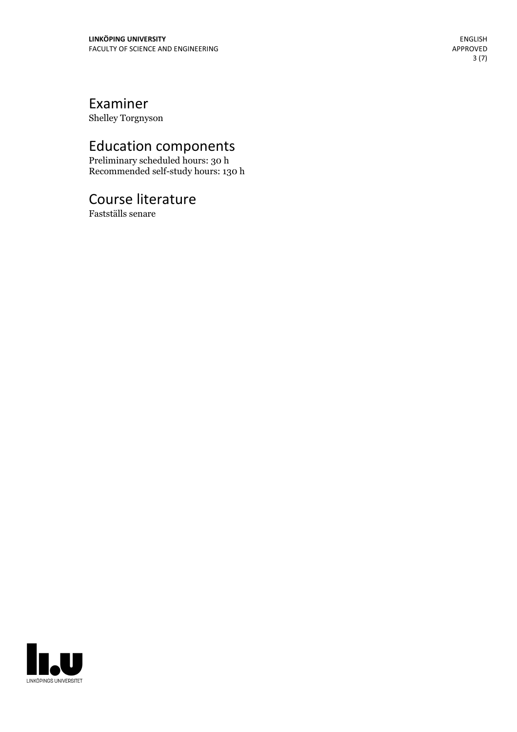## Examiner

Shelley Torgnyson

## Education components

Preliminary scheduled hours: 30 h
Recommended self-study hours: 130 h

## Course literature

Fastställs senare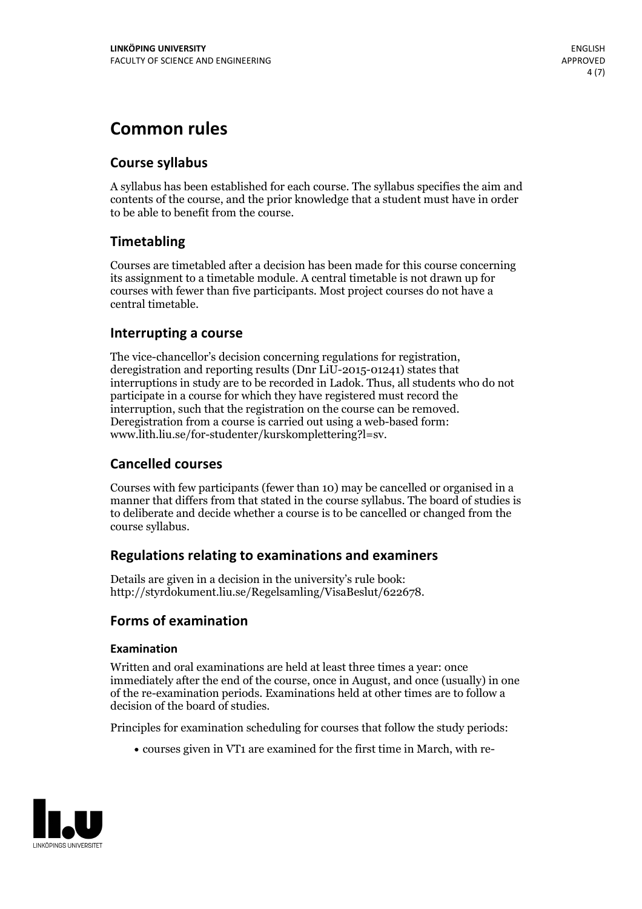# Common rules

## Course syllabus

A syllabus has been established for each course. The syllabus specifies the aim and contents of the course, and the prior knowledge that a student must have in order to be able to benefit from the course.

## Timetabling

Courses are timetabled after a decision has been made for this course concerning its assignment to a timetable module. A central timetable is not drawn up for courses with fewer than five participants. Most project courses do not have a central timetable.

## Interrupting a course

The vice-chancellor's decision concerning regulations for registration, deregistration and reporting results (Dnr LiU-2015-01241) states that interruptions in study are to be recorded in Ladok. Thus, all students who do not participate in a course for which they have registered must record the interruption, such that the registration on the course can be removed. Deregistration from a course is carried out using a web-based form: www.lith.liu.se/for-studenter/kurskomplettering?l=sv.

## Cancelled courses

Courses with few participants (fewer than 10) may be cancelled or organised in a manner that differs from that stated in the course syllabus. The board of studies is to deliberate and decide whether a course is to be cancelled or changed from the course syllabus.

## Regulations relating to examinations and examiners

Details are given in a decision in the university's rule book: http://styrdokument.liu.se/Regelsamling/VisaBeslut/622678.

## Forms of examination

### Examination

Written and oral examinations are held at least three times a year: once immediately after the end of the course, once in August, and once (usually) in one of the re-examination periods. Examinations held at other times are to follow a decision of the board of studies.

Principles for examination scheduling for courses that follow the study periods:

- courses given in VT1 are examined for the first time in March, with re-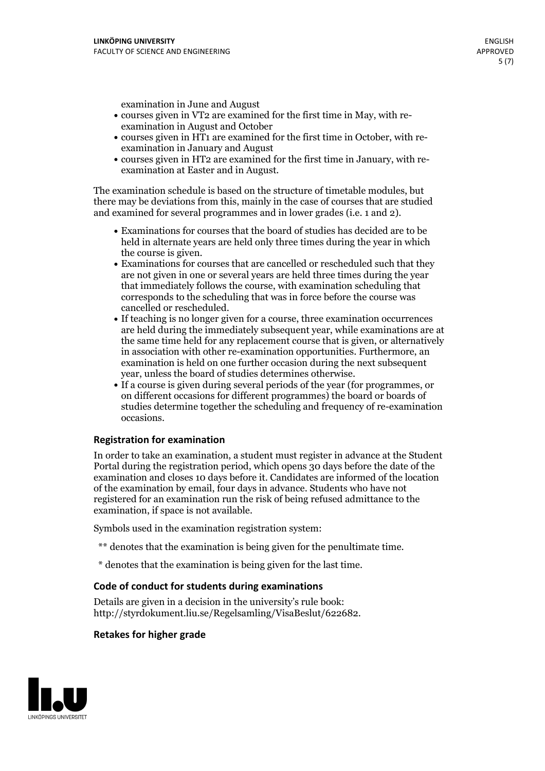examination in June and August

- courses given in VT2 are examined for the first time in May, with re-examination in August and October
- courses given in HT1 are examined for the first time in October, with re-examination in January and August
- courses given in HT2 are examined for the first time in January, with re-examination at Easter and in August.

The examination schedule is based on the structure of timetable modules, but there may be deviations from this, mainly in the case of courses that are studied and examined for several programmes and in lower grades (i.e. 1 and 2).

- Examinations for courses that the board of studies has decided are to be held in alternate years are held only three times during the year in which the course is given.
- Examinations for courses that are cancelled or rescheduled such that they are not given in one or several years are held three times during the year that immediately follows the course, with examination scheduling that corresponds to the scheduling that was in force before the course was cancelled or rescheduled.
- If teaching is no longer given for a course, three examination occurrences are held during the immediately subsequent year, while examinations are at the same time held for any replacement course that is given, or alternatively in association with other re-examination opportunities. Furthermore, an examination is held on one further occasion during the next subsequent year, unless the board of studies determines otherwise.
- If a course is given during several periods of the year (for programmes, or on different occasions for different programmes) the board or boards of studies determine together the scheduling and frequency of re-examination occasions.

### Registration for examination

In order to take an examination, a student must register in advance at the Student Portal during the registration period, which opens 30 days before the date of the examination and closes 10 days before it. Candidates are informed of the location of the examination by email, four days in advance. Students who have not registered for an examination run the risk of being refused admittance to the examination, if space is not available.

Symbols used in the examination registration system:

** denotes that the examination is being given for the penultimate time.

* denotes that the examination is being given for the last time.

### Code of conduct for students during examinations

Details are given in a decision in the university's rule book: http://styrdokument.liu.se/Regelsamling/VisaBeslut/622682.

### Retakes for higher grade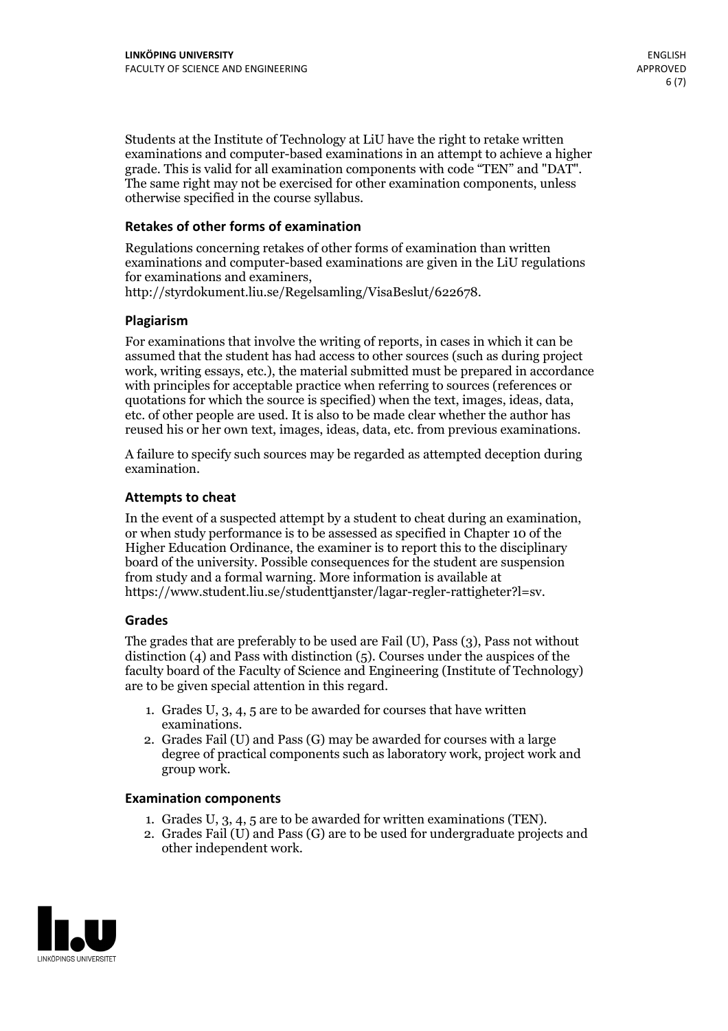Students at the Institute of Technology at LiU have the right to retake written examinations and computer-based examinations in an attempt to achieve a higher grade. This is valid for all examination components with code "TEN" and "DAT". The same right may not be exercised for other examination components, unless otherwise specified in the course syllabus.

### Retakes of other forms of examination

Regulations concerning retakes of other forms of examination than written examinations and computer-based examinations are given in the LiU regulations for examinations and examiners, http://styrdokument.liu.se/Regelsamling/VisaBeslut/622678.

### Plagiarism

For examinations that involve the writing of reports, in cases in which it can be assumed that the student has had access to other sources (such as during project work, writing essays, etc.), the material submitted must be prepared in accordance with principles for acceptable practice when referring to sources (references or quotations for which the source is specified) when the text, images, ideas, data, etc. of other people are used. It is also to be made clear whether the author has reused his or her own text, images, ideas, data, etc. from previous examinations.

A failure to specify such sources may be regarded as attempted deception during examination.

### Attempts to cheat

In the event of a suspected attempt by a student to cheat during an examination, or when study performance is to be assessed as specified in Chapter 10 of the Higher Education Ordinance, the examiner is to report this to the disciplinary board of the university. Possible consequences for the student are suspension from study and a formal warning. More information is available at https://www.student.liu.se/studenttjanster/lagar-regler-rattigheter?l=sv.

### Grades

The grades that are preferably to be used are Fail (U), Pass (3), Pass not without distinction (4) and Pass with distinction (5). Courses under the auspices of the faculty board of the Faculty of Science and Engineering (Institute of Technology) are to be given special attention in this regard.

1. Grades U, 3, 4, 5 are to be awarded for courses that have written examinations.
2. Grades Fail (U) and Pass (G) may be awarded for courses with a large degree of practical components such as laboratory work, project work and group work.

### Examination components

1. Grades U, 3, 4, 5 are to be awarded for written examinations (TEN).
2. Grades Fail (U) and Pass (G) are to be used for undergraduate projects and other independent work.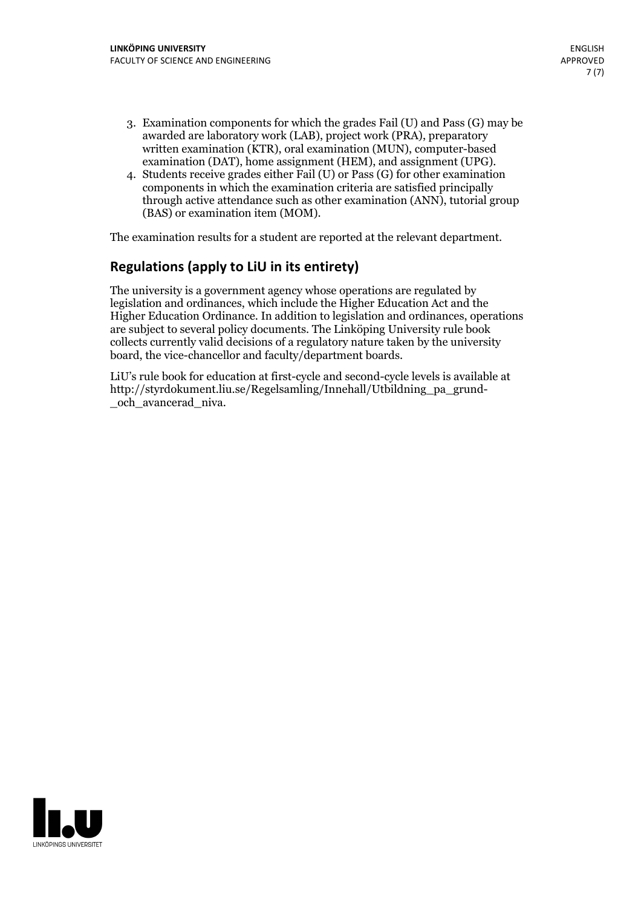3. Examination components for which the grades Fail (U) and Pass (G) may be awarded are laboratory work (LAB), project work (PRA), preparatory written examination (KTR), oral examination (MUN), computer-based examination (DAT), home assignment (HEM), and assignment (UPG).
4. Students receive grades either Fail (U) or Pass (G) for other examination components in which the examination criteria are satisfied principally through active attendance such as other examination (ANN), tutorial group (BAS) or examination item (MOM).

The examination results for a student are reported at the relevant department.

## Regulations (apply to LiU in its entirety)

The university is a government agency whose operations are regulated by legislation and ordinances, which include the Higher Education Act and the Higher Education Ordinance. In addition to legislation and ordinances, operations are subject to several policy documents. The Linköping University rule book collects currently valid decisions of a regulatory nature taken by the university board, the vice-chancellor and faculty/department boards.

LiU's rule book for education at first-cycle and second-cycle levels is available at http://styrdokument.liu.se/Regelsamling/Innehall/Utbildning_pa_grund-_och_avancerad_niva.